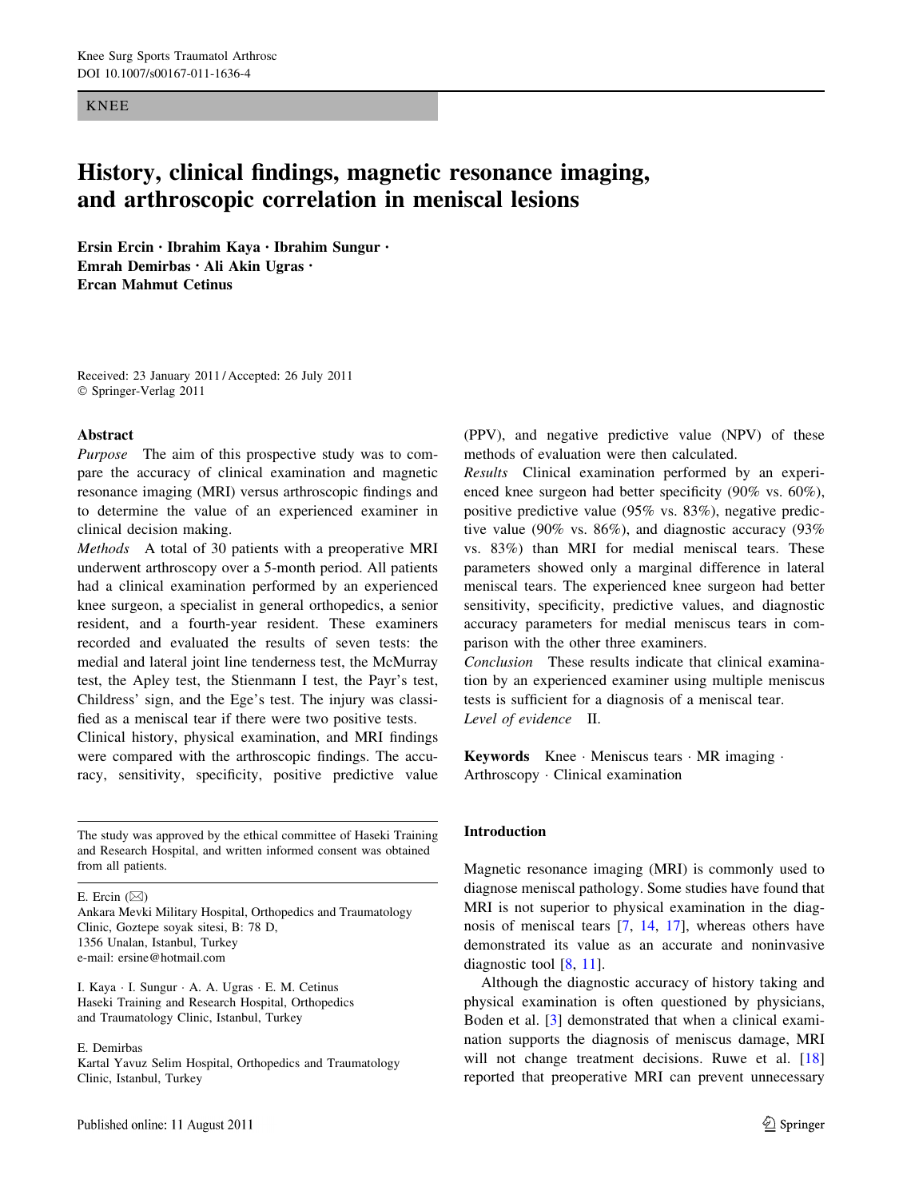KNEE

# History, clinical findings, magnetic resonance imaging, and arthroscopic correlation in meniscal lesions

**Ersin Ercin · Ibrahim Kaya · Ibrahim Sungur · Emrah Demirbas · Ali Akin Ugras · Ercan Mahmut Cetinus**

Received: 23 January 2011 / Accepted: 26 July 2011
© Springer-Verlag 2011

## Abstract

*Purpose* The aim of this prospective study was to compare the accuracy of clinical examination and magnetic resonance imaging (MRI) versus arthroscopic findings and to determine the value of an experienced examiner in clinical decision making.

*Methods* A total of 30 patients with a preoperative MRI underwent arthroscopy over a 5-month period. All patients had a clinical examination performed by an experienced knee surgeon, a specialist in general orthopedics, a senior resident, and a fourth-year resident. These examiners recorded and evaluated the results of seven tests: the medial and lateral joint line tenderness test, the McMurray test, the Apley test, the Stienmann I test, the Payr's test, Childress' sign, and the Ege's test. The injury was classified as a meniscal tear if there were two positive tests. Clinical history, physical examination, and MRI findings were compared with the arthroscopic findings. The accuracy, sensitivity, specificity, positive predictive value (PPV), and negative predictive value (NPV) of these methods of evaluation were then calculated.

*Results* Clinical examination performed by an experienced knee surgeon had better specificity (90% vs. 60%), positive predictive value (95% vs. 83%), negative predictive value (90% vs. 86%), and diagnostic accuracy (93% vs. 83%) than MRI for medial meniscal tears. These parameters showed only a marginal difference in lateral meniscal tears. The experienced knee surgeon had better sensitivity, specificity, predictive values, and diagnostic accuracy parameters for medial meniscus tears in comparison with the other three examiners.

*Conclusion* These results indicate that clinical examination by an experienced examiner using multiple meniscus tests is sufficient for a diagnosis of a meniscal tear.

*Level of evidence* II.

**Keywords** Knee · Meniscus tears · MR imaging · Arthroscopy · Clinical examination

The study was approved by the ethical committee of Haseki Training and Research Hospital, and written informed consent was obtained from all patients.

E. Ercin (✉)
Ankara Mevki Military Hospital, Orthopedics and Traumatology Clinic, Goztepe soyak sitesi, B: 78 D, 1356 Unalan, Istanbul, Turkey
e-mail: ersine@hotmail.com

I. Kaya · I. Sungur · A. A. Ugras · E. M. Cetinus
Haseki Training and Research Hospital, Orthopedics and Traumatology Clinic, Istanbul, Turkey

E. Demirbas
Kartal Yavuz Selim Hospital, Orthopedics and Traumatology Clinic, Istanbul, Turkey

## Introduction

Magnetic resonance imaging (MRI) is commonly used to diagnose meniscal pathology. Some studies have found that MRI is not superior to physical examination in the diagnosis of meniscal tears [7, 14, 17], whereas others have demonstrated its value as an accurate and noninvasive diagnostic tool [8, 11].

Although the diagnostic accuracy of history taking and physical examination is often questioned by physicians, Boden et al. [3] demonstrated that when a clinical examination supports the diagnosis of meniscus damage, MRI will not change treatment decisions. Ruwe et al. [18] reported that preoperative MRI can prevent unnecessary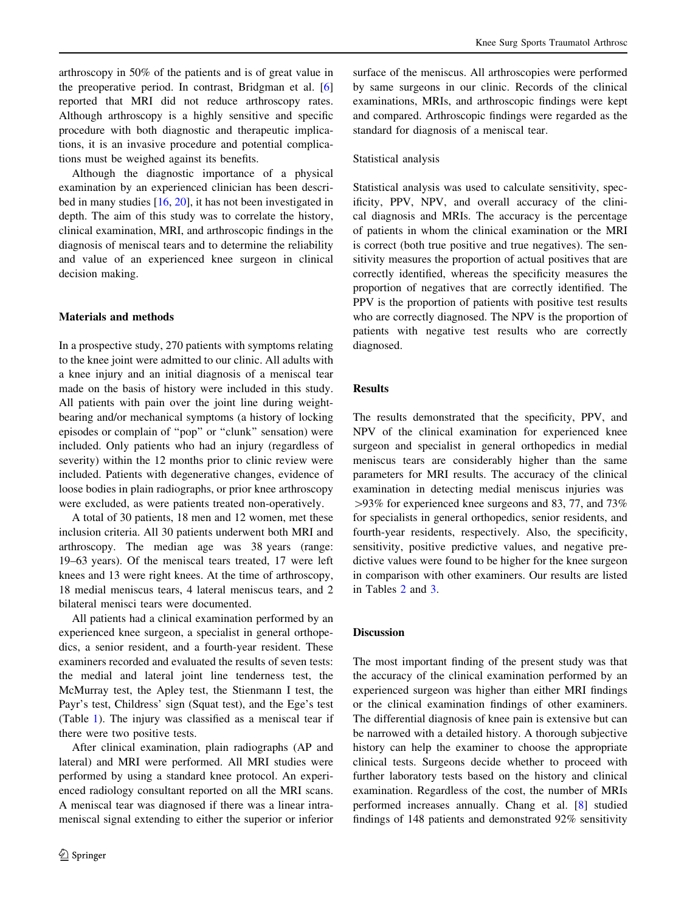arthroscopy in 50% of the patients and is of great value in the preoperative period. In contrast, Bridgman et al. [6] reported that MRI did not reduce arthroscopy rates. Although arthroscopy is a highly sensitive and specific procedure with both diagnostic and therapeutic implications, it is an invasive procedure and potential complications must be weighed against its benefits.

Although the diagnostic importance of a physical examination by an experienced clinician has been described in many studies [16, 20], it has not been investigated in depth. The aim of this study was to correlate the history, clinical examination, MRI, and arthroscopic findings in the diagnosis of meniscal tears and to determine the reliability and value of an experienced knee surgeon in clinical decision making.

## Materials and methods

In a prospective study, 270 patients with symptoms relating to the knee joint were admitted to our clinic. All adults with a knee injury and an initial diagnosis of a meniscal tear made on the basis of history were included in this study. All patients with pain over the joint line during weight-bearing and/or mechanical symptoms (a history of locking episodes or complain of "pop" or "clunk" sensation) were included. Only patients who had an injury (regardless of severity) within the 12 months prior to clinic review were included. Patients with degenerative changes, evidence of loose bodies in plain radiographs, or prior knee arthroscopy were excluded, as were patients treated non-operatively.

A total of 30 patients, 18 men and 12 women, met these inclusion criteria. All 30 patients underwent both MRI and arthroscopy. The median age was 38 years (range: 19–63 years). Of the meniscal tears treated, 17 were left knees and 13 were right knees. At the time of arthroscopy, 18 medial meniscus tears, 4 lateral meniscus tears, and 2 bilateral menisci tears were documented.

All patients had a clinical examination performed by an experienced knee surgeon, a specialist in general orthopedics, a senior resident, and a fourth-year resident. These examiners recorded and evaluated the results of seven tests: the medial and lateral joint line tenderness test, the McMurray test, the Apley test, the Stienmann I test, the Payr's test, Childress' sign (Squat test), and the Ege's test (Table 1). The injury was classified as a meniscal tear if there were two positive tests.

After clinical examination, plain radiographs (AP and lateral) and MRI were performed. All MRI studies were performed by using a standard knee protocol. An experienced radiology consultant reported on all the MRI scans. A meniscal tear was diagnosed if there was a linear intrameniscal signal extending to either the superior or inferior surface of the meniscus. All arthroscopies were performed by same surgeons in our clinic. Records of the clinical examinations, MRIs, and arthroscopic findings were kept and compared. Arthroscopic findings were regarded as the standard for diagnosis of a meniscal tear.

### Statistical analysis

Statistical analysis was used to calculate sensitivity, specificity, PPV, NPV, and overall accuracy of the clinical diagnosis and MRIs. The accuracy is the percentage of patients in whom the clinical examination or the MRI is correct (both true positive and true negatives). The sensitivity measures the proportion of actual positives that are correctly identified, whereas the specificity measures the proportion of negatives that are correctly identified. The PPV is the proportion of patients with positive test results who are correctly diagnosed. The NPV is the proportion of patients with negative test results who are correctly diagnosed.

## Results

The results demonstrated that the specificity, PPV, and NPV of the clinical examination for experienced knee surgeon and specialist in general orthopedics in medial meniscus tears are considerably higher than the same parameters for MRI results. The accuracy of the clinical examination in detecting medial meniscus injuries was >93% for experienced knee surgeons and 83, 77, and 73% for specialists in general orthopedics, senior residents, and fourth-year residents, respectively. Also, the specificity, sensitivity, positive predictive values, and negative predictive values were found to be higher for the knee surgeon in comparison with other examiners. Our results are listed in Tables 2 and 3.

## Discussion

The most important finding of the present study was that the accuracy of the clinical examination performed by an experienced surgeon was higher than either MRI findings or the clinical examination findings of other examiners. The differential diagnosis of knee pain is extensive but can be narrowed with a detailed history. A thorough subjective history can help the examiner to choose the appropriate clinical tests. Surgeons decide whether to proceed with further laboratory tests based on the history and clinical examination. Regardless of the cost, the number of MRIs performed increases annually. Chang et al. [8] studied findings of 148 patients and demonstrated 92% sensitivity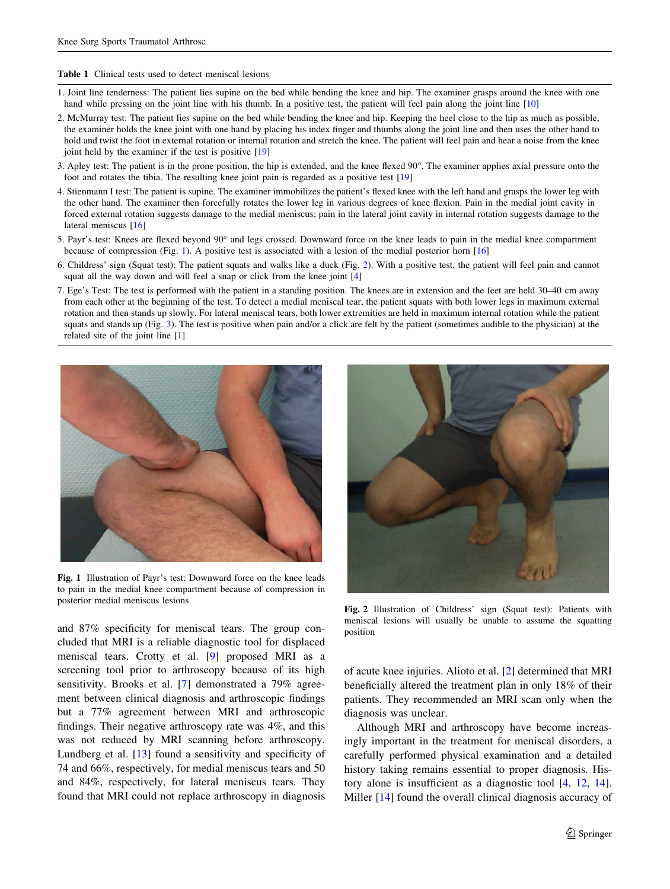**Table 1** Clinical tests used to detect meniscal lesions

1. Joint line tenderness: The patient lies supine on the bed while bending the knee and hip. The examiner grasps around the knee with one hand while pressing on the joint line with his thumb. In a positive test, the patient will feel pain along the joint line [10]
2. McMurray test: The patient lies supine on the bed while bending the knee and hip. Keeping the heel close to the hip as much as possible, the examiner holds the knee joint with one hand by placing his index finger and thumbs along the joint line and then uses the other hand to hold and twist the foot in external rotation or internal rotation and stretch the knee. The patient will feel pain and hear a noise from the knee joint held by the examiner if the test is positive [19]
3. Apley test: The patient is in the prone position, the hip is extended, and the knee flexed 90°. The examiner applies axial pressure onto the foot and rotates the tibia. The resulting knee joint pain is regarded as a positive test [19]
4. Stienmann I test: The patient is supine. The examiner immobilizes the patient's flexed knee with the left hand and grasps the lower leg with the other hand. The examiner then forcefully rotates the lower leg in various degrees of knee flexion. Pain in the medial joint cavity in forced external rotation suggests damage to the medial meniscus; pain in the lateral joint cavity in internal rotation suggests damage to the lateral meniscus [16]
5. Payr's test: Knees are flexed beyond 90° and legs crossed. Downward force on the knee leads to pain in the medial knee compartment because of compression (Fig. 1). A positive test is associated with a lesion of the medial posterior horn [16]
6. Childress' sign (Squat test): The patient squats and walks like a duck (Fig. 2). With a positive test, the patient will feel pain and cannot squat all the way down and will feel a snap or click from the knee joint [4]
7. Ege's Test: The test is performed with the patient in a standing position. The knees are in extension and the feet are held 30–40 cm away from each other at the beginning of the test. To detect a medial meniscal tear, the patient squats with both lower legs in maximum external rotation and then stands up slowly. For lateral meniscal tears, both lower extremities are held in maximum internal rotation while the patient squats and stands up (Fig. 3). The test is positive when pain and/or a click are felt by the patient (sometimes audible to the physician) at the related site of the joint line [1]

**Fig. 1** Illustration of Payr's test: Downward force on the knee leads to pain in the medial knee compartment because of compression in posterior medial meniscus lesions

**Fig. 2** Illustration of Childress' sign (Squat test): Patients with meniscal lesions will usually be unable to assume the squatting position

and 87% specificity for meniscal tears. The group concluded that MRI is a reliable diagnostic tool for displaced meniscal tears. Crotty et al. [9] proposed MRI as a screening tool prior to arthroscopy because of its high sensitivity. Brooks et al. [7] demonstrated a 79% agreement between clinical diagnosis and arthroscopic findings but a 77% agreement between MRI and arthroscopic findings. Their negative arthroscopy rate was 4%, and this was not reduced by MRI scanning before arthroscopy. Lundberg et al. [13] found a sensitivity and specificity of 74 and 66%, respectively, for medial meniscus tears and 50 and 84%, respectively, for lateral meniscus tears. They found that MRI could not replace arthroscopy in diagnosis of acute knee injuries. Alioto et al. [2] determined that MRI beneficially altered the treatment plan in only 18% of their patients. They recommended an MRI scan only when the diagnosis was unclear.

Although MRI and arthroscopy have become increasingly important in the treatment for meniscal disorders, a carefully performed physical examination and a detailed history taking remains essential to proper diagnosis. History alone is insufficient as a diagnostic tool [4, 12, 14]. Miller [14] found the overall clinical diagnosis accuracy of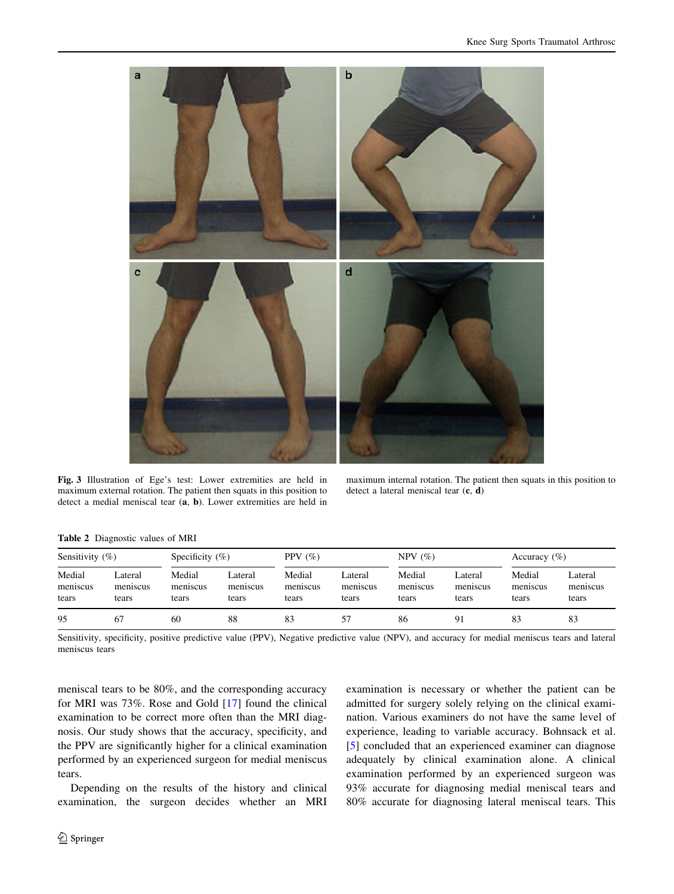**Fig. 3** Illustration of Ege's test: Lower extremities are held in maximum external rotation. The patient then squats in this position to detect a medial meniscal tear (**a**, **b**). Lower extremities are held in maximum internal rotation. The patient then squats in this position to detect a lateral meniscal tear (**c**, **d**)

**Table 2** Diagnostic values of MRI

| Sensitivity (%) | | Specificity (%) | | PPV (%) | | NPV (%) | | Accuracy (%) | |
|---|---|---|---|---|---|---|---|---|---|
| Medial meniscus tears | Lateral meniscus tears | Medial meniscus tears | Lateral meniscus tears | Medial meniscus tears | Lateral meniscus tears | Medial meniscus tears | Lateral meniscus tears | Medial meniscus tears | Lateral meniscus tears |
| 95 | 67 | 60 | 88 | 83 | 57 | 86 | 91 | 83 | 83 |

Sensitivity, specificity, positive predictive value (PPV), Negative predictive value (NPV), and accuracy for medial meniscus tears and lateral meniscus tears

meniscal tears to be 80%, and the corresponding accuracy for MRI was 73%. Rose and Gold [17] found the clinical examination to be correct more often than the MRI diagnosis. Our study shows that the accuracy, specificity, and the PPV are significantly higher for a clinical examination performed by an experienced surgeon for medial meniscus tears.

Depending on the results of the history and clinical examination, the surgeon decides whether an MRI examination is necessary or whether the patient can be admitted for surgery solely relying on the clinical examination. Various examiners do not have the same level of experience, leading to variable accuracy. Bohnsack et al. [5] concluded that an experienced examiner can diagnose adequately by clinical examination alone. A clinical examination performed by an experienced surgeon was 93% accurate for diagnosing medial meniscal tears and 80% accurate for diagnosing lateral meniscal tears. This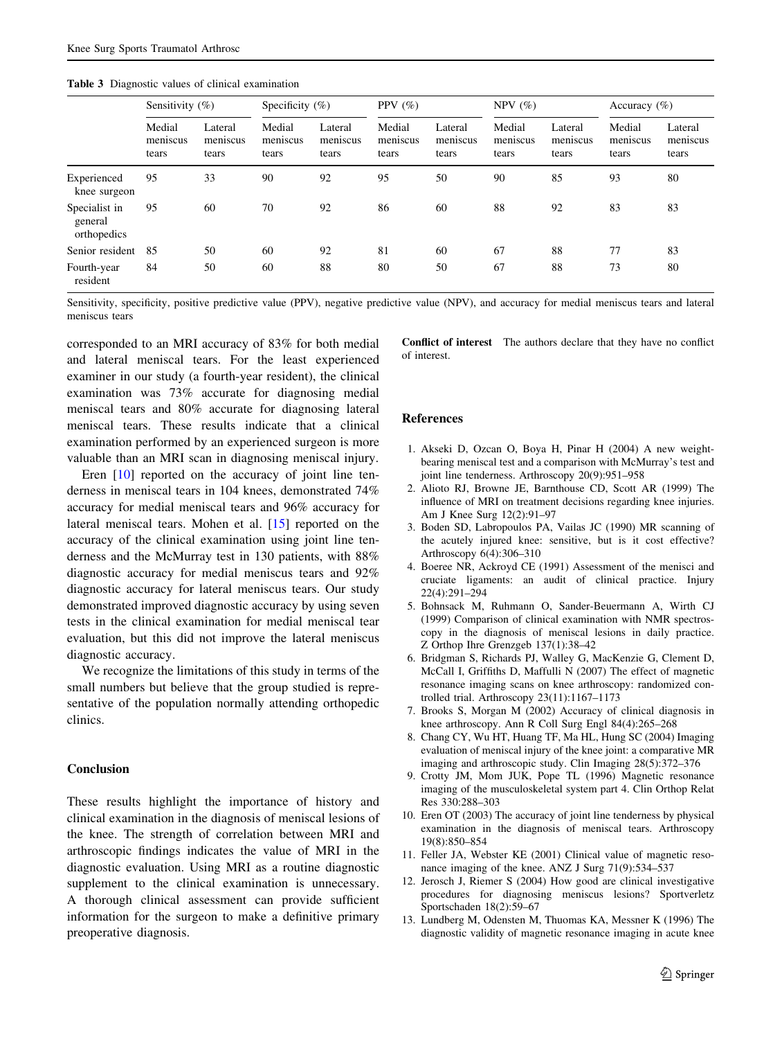**Table 3** Diagnostic values of clinical examination

| | Sensitivity (%) | | Specificity (%) | | PPV (%) | | NPV (%) | | Accuracy (%) | |
|---|---|---|---|---|---|---|---|---|---|---|
| | Medial meniscus tears | Lateral meniscus tears | Medial meniscus tears | Lateral meniscus tears | Medial meniscus tears | Lateral meniscus tears | Medial meniscus tears | Lateral meniscus tears | Medial meniscus tears | Lateral meniscus tears |
| Experienced knee surgeon | 95 | 33 | 90 | 92 | 95 | 50 | 90 | 85 | 93 | 80 |
| Specialist in general orthopedics | 95 | 60 | 70 | 92 | 86 | 60 | 88 | 92 | 83 | 83 |
| Senior resident | 85 | 50 | 60 | 92 | 81 | 60 | 67 | 88 | 77 | 83 |
| Fourth-year resident | 84 | 50 | 60 | 88 | 80 | 50 | 67 | 88 | 73 | 80 |

Sensitivity, specificity, positive predictive value (PPV), negative predictive value (NPV), and accuracy for medial meniscus tears and lateral meniscus tears

corresponded to an MRI accuracy of 83% for both medial and lateral meniscal tears. For the least experienced examiner in our study (a fourth-year resident), the clinical examination was 73% accurate for diagnosing medial meniscal tears and 80% accurate for diagnosing lateral meniscal tears. These results indicate that a clinical examination performed by an experienced surgeon is more valuable than an MRI scan in diagnosing meniscal injury.

Eren [10] reported on the accuracy of joint line tenderness in meniscal tears in 104 knees, demonstrated 74% accuracy for medial meniscal tears and 96% accuracy for lateral meniscal tears. Mohen et al. [15] reported on the accuracy of the clinical examination using joint line tenderness and the McMurray test in 130 patients, with 88% diagnostic accuracy for medial meniscus tears and 92% diagnostic accuracy for lateral meniscus tears. Our study demonstrated improved diagnostic accuracy by using seven tests in the clinical examination for medial meniscal tear evaluation, but this did not improve the lateral meniscus diagnostic accuracy.

We recognize the limitations of this study in terms of the small numbers but believe that the group studied is representative of the population normally attending orthopedic clinics.

## Conclusion

These results highlight the importance of history and clinical examination in the diagnosis of meniscal lesions of the knee. The strength of correlation between MRI and arthroscopic findings indicates the value of MRI in the diagnostic evaluation. Using MRI as a routine diagnostic supplement to the clinical examination is unnecessary. A thorough clinical assessment can provide sufficient information for the surgeon to make a definitive primary preoperative diagnosis.

**Conflict of interest** The authors declare that they have no conflict of interest.

## References

1. Akseki D, Ozcan O, Boya H, Pinar H (2004) A new weight-bearing meniscal test and a comparison with McMurray's test and joint line tenderness. Arthroscopy 20(9):951–958
2. Alioto RJ, Browne JE, Barnthouse CD, Scott AR (1999) The influence of MRI on treatment decisions regarding knee injuries. Am J Knee Surg 12(2):91–97
3. Boden SD, Labropoulos PA, Vailas JC (1990) MR scanning of the acutely injured knee: sensitive, but is it cost effective? Arthroscopy 6(4):306–310
4. Boeree NR, Ackroyd CE (1991) Assessment of the menisci and cruciate ligaments: an audit of clinical practice. Injury 22(4):291–294
5. Bohnsack M, Ruhmann O, Sander-Beuermann A, Wirth CJ (1999) Comparison of clinical examination with NMR spectroscopy in the diagnosis of meniscal lesions in daily practice. Z Orthop Ihre Grenzgeb 137(1):38–42
6. Bridgman S, Richards PJ, Walley G, MacKenzie G, Clement D, McCall I, Griffiths D, Maffulli N (2007) The effect of magnetic resonance imaging scans on knee arthroscopy: randomized controlled trial. Arthroscopy 23(11):1167–1173
7. Brooks S, Morgan M (2002) Accuracy of clinical diagnosis in knee arthroscopy. Ann R Coll Surg Engl 84(4):265–268
8. Chang CY, Wu HT, Huang TF, Ma HL, Hung SC (2004) Imaging evaluation of meniscal injury of the knee joint: a comparative MR imaging and arthroscopic study. Clin Imaging 28(5):372–376
9. Crotty JM, Mom JUK, Pope TL (1996) Magnetic resonance imaging of the musculoskeletal system part 4. Clin Orthop Relat Res 330:288–303
10. Eren OT (2003) The accuracy of joint line tenderness by physical examination in the diagnosis of meniscal tears. Arthroscopy 19(8):850–854
11. Feller JA, Webster KE (2001) Clinical value of magnetic resonance imaging of the knee. ANZ J Surg 71(9):534–537
12. Jerosch J, Riemer S (2004) How good are clinical investigative procedures for diagnosing meniscus lesions? Sportverletz Sportschaden 18(2):59–67
13. Lundberg M, Odensten M, Thuomas KA, Messner K (1996) The diagnostic validity of magnetic resonance imaging in acute knee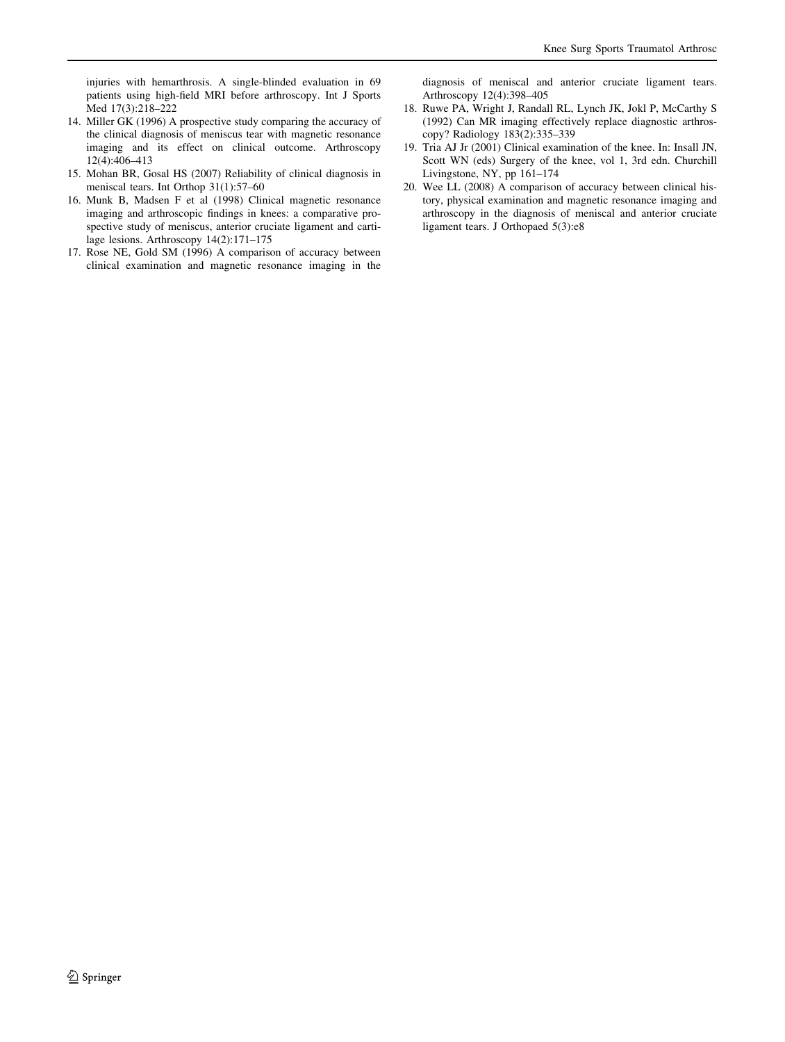injuries with hemarthrosis. A single-blinded evaluation in 69 patients using high-field MRI before arthroscopy. Int J Sports Med 17(3):218–222

14. Miller GK (1996) A prospective study comparing the accuracy of the clinical diagnosis of meniscus tear with magnetic resonance imaging and its effect on clinical outcome. Arthroscopy 12(4):406–413
15. Mohan BR, Gosal HS (2007) Reliability of clinical diagnosis in meniscal tears. Int Orthop 31(1):57–60
16. Munk B, Madsen F et al (1998) Clinical magnetic resonance imaging and arthroscopic findings in knees: a comparative prospective study of meniscus, anterior cruciate ligament and cartilage lesions. Arthroscopy 14(2):171–175
17. Rose NE, Gold SM (1996) A comparison of accuracy between clinical examination and magnetic resonance imaging in the diagnosis of meniscal and anterior cruciate ligament tears. Arthroscopy 12(4):398–405
18. Ruwe PA, Wright J, Randall RL, Lynch JK, Jokl P, McCarthy S (1992) Can MR imaging effectively replace diagnostic arthroscopy? Radiology 183(2):335–339
19. Tria AJ Jr (2001) Clinical examination of the knee. In: Insall JN, Scott WN (eds) Surgery of the knee, vol 1, 3rd edn. Churchill Livingstone, NY, pp 161–174
20. Wee LL (2008) A comparison of accuracy between clinical history, physical examination and magnetic resonance imaging and arthroscopy in the diagnosis of meniscal and anterior cruciate ligament tears. J Orthopaed 5(3):e8